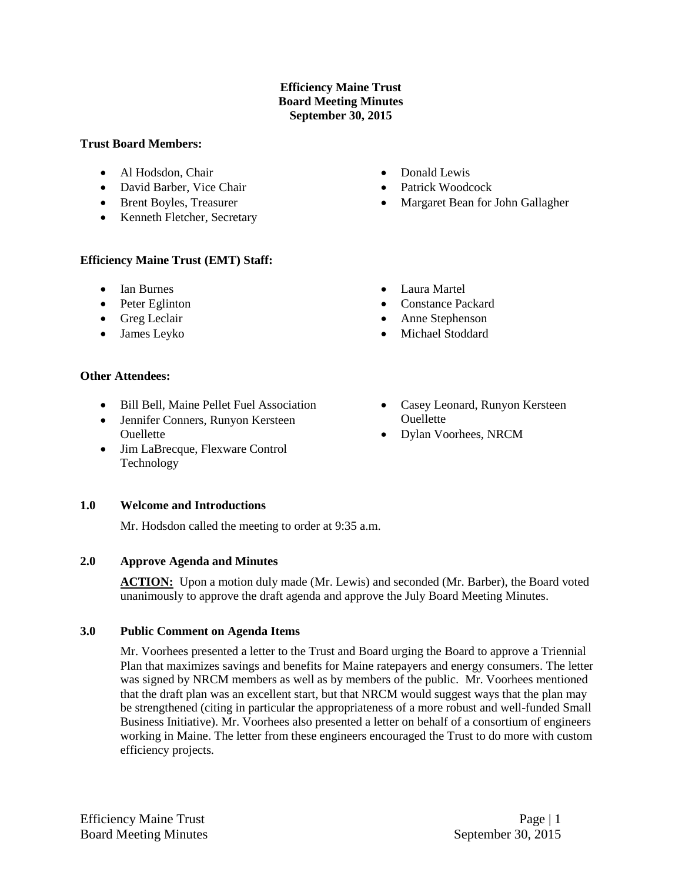**Efficiency Maine Trust**
**Board Meeting Minutes**
**September 30, 2015**

**Trust Board Members:**

- Al Hodsdon, Chair
- David Barber, Vice Chair
- Brent Boyles, Treasurer
- Kenneth Fletcher, Secretary
- Donald Lewis
- Patrick Woodcock
- Margaret Bean for John Gallagher

**Efficiency Maine Trust (EMT) Staff:**

- Ian Burnes
- Peter Eglinton
- Greg Leclair
- James Leyko
- Laura Martel
- Constance Packard
- Anne Stephenson
- Michael Stoddard

**Other Attendees:**

- Bill Bell, Maine Pellet Fuel Association
- Jennifer Conners, Runyon Kersteen Ouellette
- Jim LaBrecque, Flexware Control Technology
- Casey Leonard, Runyon Kersteen Ouellette
- Dylan Voorhees, NRCM

**1.0 Welcome and Introductions**

Mr. Hodsdon called the meeting to order at 9:35 a.m.

**2.0 Approve Agenda and Minutes**

**ACTION:** Upon a motion duly made (Mr. Lewis) and seconded (Mr. Barber), the Board voted unanimously to approve the draft agenda and approve the July Board Meeting Minutes.

**3.0 Public Comment on Agenda Items**

Mr. Voorhees presented a letter to the Trust and Board urging the Board to approve a Triennial Plan that maximizes savings and benefits for Maine ratepayers and energy consumers. The letter was signed by NRCM members as well as by members of the public. Mr. Voorhees mentioned that the draft plan was an excellent start, but that NRCM would suggest ways that the plan may be strengthened (citing in particular the appropriateness of a more robust and well-funded Small Business Initiative). Mr. Voorhees also presented a letter on behalf of a consortium of engineers working in Maine. The letter from these engineers encouraged the Trust to do more with custom efficiency projects.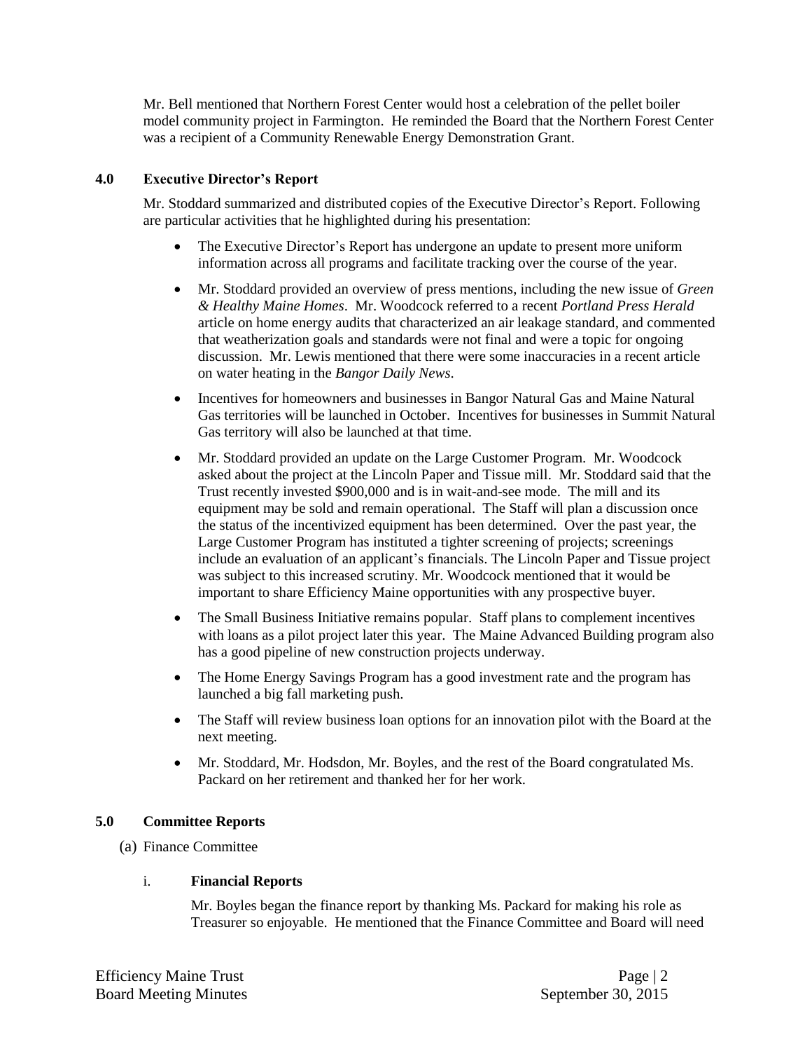Mr. Bell mentioned that Northern Forest Center would host a celebration of the pellet boiler model community project in Farmington. He reminded the Board that the Northern Forest Center was a recipient of a Community Renewable Energy Demonstration Grant.

## 4.0 Executive Director's Report

Mr. Stoddard summarized and distributed copies of the Executive Director's Report. Following are particular activities that he highlighted during his presentation:

- The Executive Director's Report has undergone an update to present more uniform information across all programs and facilitate tracking over the course of the year.
- Mr. Stoddard provided an overview of press mentions, including the new issue of *Green & Healthy Maine Homes*. Mr. Woodcock referred to a recent *Portland Press Herald* article on home energy audits that characterized an air leakage standard, and commented that weatherization goals and standards were not final and were a topic for ongoing discussion. Mr. Lewis mentioned that there were some inaccuracies in a recent article on water heating in the *Bangor Daily News*.
- Incentives for homeowners and businesses in Bangor Natural Gas and Maine Natural Gas territories will be launched in October. Incentives for businesses in Summit Natural Gas territory will also be launched at that time.
- Mr. Stoddard provided an update on the Large Customer Program. Mr. Woodcock asked about the project at the Lincoln Paper and Tissue mill. Mr. Stoddard said that the Trust recently invested $900,000 and is in wait-and-see mode. The mill and its equipment may be sold and remain operational. The Staff will plan a discussion once the status of the incentivized equipment has been determined. Over the past year, the Large Customer Program has instituted a tighter screening of projects; screenings include an evaluation of an applicant's financials. The Lincoln Paper and Tissue project was subject to this increased scrutiny. Mr. Woodcock mentioned that it would be important to share Efficiency Maine opportunities with any prospective buyer.
- The Small Business Initiative remains popular. Staff plans to complement incentives with loans as a pilot project later this year. The Maine Advanced Building program also has a good pipeline of new construction projects underway.
- The Home Energy Savings Program has a good investment rate and the program has launched a big fall marketing push.
- The Staff will review business loan options for an innovation pilot with the Board at the next meeting.
- Mr. Stoddard, Mr. Hodsdon, Mr. Boyles, and the rest of the Board congratulated Ms. Packard on her retirement and thanked her for her work.

## 5.0 Committee Reports

(a) Finance Committee

i. **Financial Reports**

Mr. Boyles began the finance report by thanking Ms. Packard for making his role as Treasurer so enjoyable. He mentioned that the Finance Committee and Board will need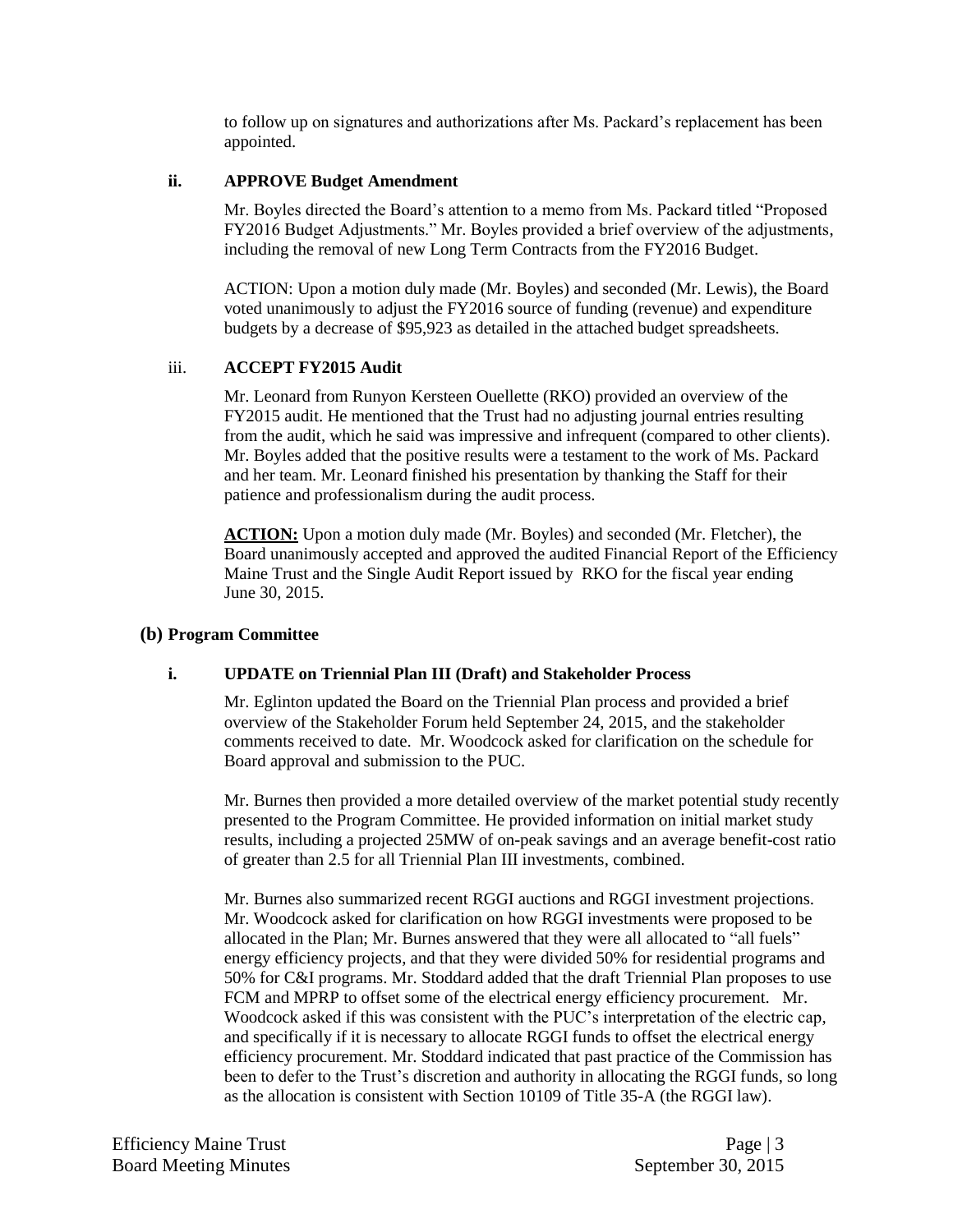to follow up on signatures and authorizations after Ms. Packard's replacement has been appointed.

**ii. APPROVE Budget Amendment**

Mr. Boyles directed the Board's attention to a memo from Ms. Packard titled "Proposed FY2016 Budget Adjustments." Mr. Boyles provided a brief overview of the adjustments, including the removal of new Long Term Contracts from the FY2016 Budget.

ACTION: Upon a motion duly made (Mr. Boyles) and seconded (Mr. Lewis), the Board voted unanimously to adjust the FY2016 source of funding (revenue) and expenditure budgets by a decrease of $95,923 as detailed in the attached budget spreadsheets.

iii. **ACCEPT FY2015 Audit**

Mr. Leonard from Runyon Kersteen Ouellette (RKO) provided an overview of the FY2015 audit. He mentioned that the Trust had no adjusting journal entries resulting from the audit, which he said was impressive and infrequent (compared to other clients). Mr. Boyles added that the positive results were a testament to the work of Ms. Packard and her team. Mr. Leonard finished his presentation by thanking the Staff for their patience and professionalism during the audit process.

**ACTION:** Upon a motion duly made (Mr. Boyles) and seconded (Mr. Fletcher), the Board unanimously accepted and approved the audited Financial Report of the Efficiency Maine Trust and the Single Audit Report issued by RKO for the fiscal year ending June 30, 2015.

**(b) Program Committee**

**i. UPDATE on Triennial Plan III (Draft) and Stakeholder Process**

Mr. Eglinton updated the Board on the Triennial Plan process and provided a brief overview of the Stakeholder Forum held September 24, 2015, and the stakeholder comments received to date. Mr. Woodcock asked for clarification on the schedule for Board approval and submission to the PUC.

Mr. Burnes then provided a more detailed overview of the market potential study recently presented to the Program Committee. He provided information on initial market study results, including a projected 25MW of on-peak savings and an average benefit-cost ratio of greater than 2.5 for all Triennial Plan III investments, combined.

Mr. Burnes also summarized recent RGGI auctions and RGGI investment projections. Mr. Woodcock asked for clarification on how RGGI investments were proposed to be allocated in the Plan; Mr. Burnes answered that they were all allocated to "all fuels" energy efficiency projects, and that they were divided 50% for residential programs and 50% for C&I programs. Mr. Stoddard added that the draft Triennial Plan proposes to use FCM and MPRP to offset some of the electrical energy efficiency procurement. Mr. Woodcock asked if this was consistent with the PUC's interpretation of the electric cap, and specifically if it is necessary to allocate RGGI funds to offset the electrical energy efficiency procurement. Mr. Stoddard indicated that past practice of the Commission has been to defer to the Trust's discretion and authority in allocating the RGGI funds, so long as the allocation is consistent with Section 10109 of Title 35-A (the RGGI law).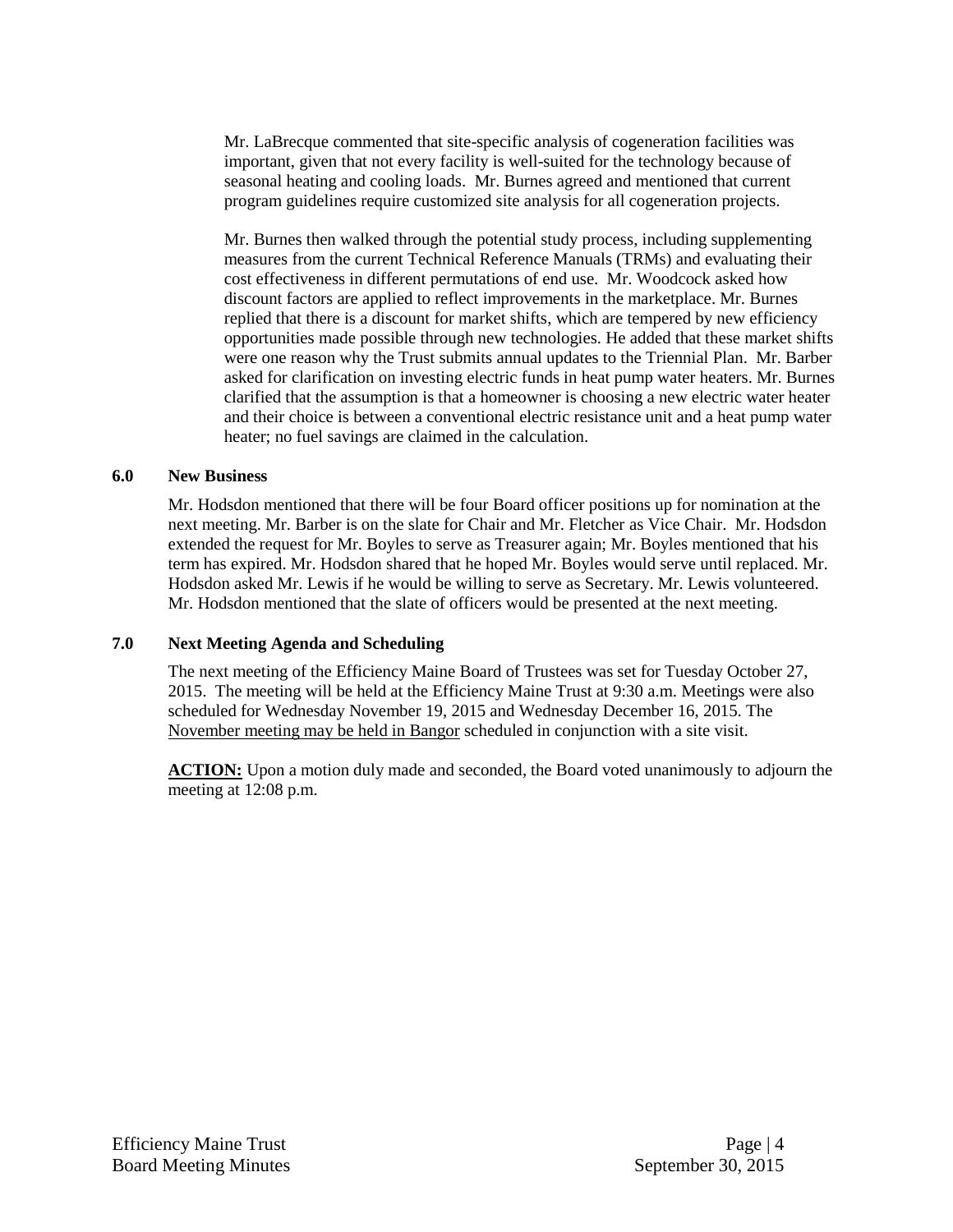Mr. LaBrecque commented that site-specific analysis of cogeneration facilities was important, given that not every facility is well-suited for the technology because of seasonal heating and cooling loads. Mr. Burnes agreed and mentioned that current program guidelines require customized site analysis for all cogeneration projects.

Mr. Burnes then walked through the potential study process, including supplementing measures from the current Technical Reference Manuals (TRMs) and evaluating their cost effectiveness in different permutations of end use. Mr. Woodcock asked how discount factors are applied to reflect improvements in the marketplace. Mr. Burnes replied that there is a discount for market shifts, which are tempered by new efficiency opportunities made possible through new technologies. He added that these market shifts were one reason why the Trust submits annual updates to the Triennial Plan. Mr. Barber asked for clarification on investing electric funds in heat pump water heaters. Mr. Burnes clarified that the assumption is that a homeowner is choosing a new electric water heater and their choice is between a conventional electric resistance unit and a heat pump water heater; no fuel savings are claimed in the calculation.

**6.0 New Business**

Mr. Hodsdon mentioned that there will be four Board officer positions up for nomination at the next meeting. Mr. Barber is on the slate for Chair and Mr. Fletcher as Vice Chair. Mr. Hodsdon extended the request for Mr. Boyles to serve as Treasurer again; Mr. Boyles mentioned that his term has expired. Mr. Hodsdon shared that he hoped Mr. Boyles would serve until replaced. Mr. Hodsdon asked Mr. Lewis if he would be willing to serve as Secretary. Mr. Lewis volunteered. Mr. Hodsdon mentioned that the slate of officers would be presented at the next meeting.

**7.0 Next Meeting Agenda and Scheduling**

The next meeting of the Efficiency Maine Board of Trustees was set for Tuesday October 27, 2015. The meeting will be held at the Efficiency Maine Trust at 9:30 a.m. Meetings were also scheduled for Wednesday November 19, 2015 and Wednesday December 16, 2015. The November meeting may be held in Bangor scheduled in conjunction with a site visit.

**ACTION:** Upon a motion duly made and seconded, the Board voted unanimously to adjourn the meeting at 12:08 p.m.